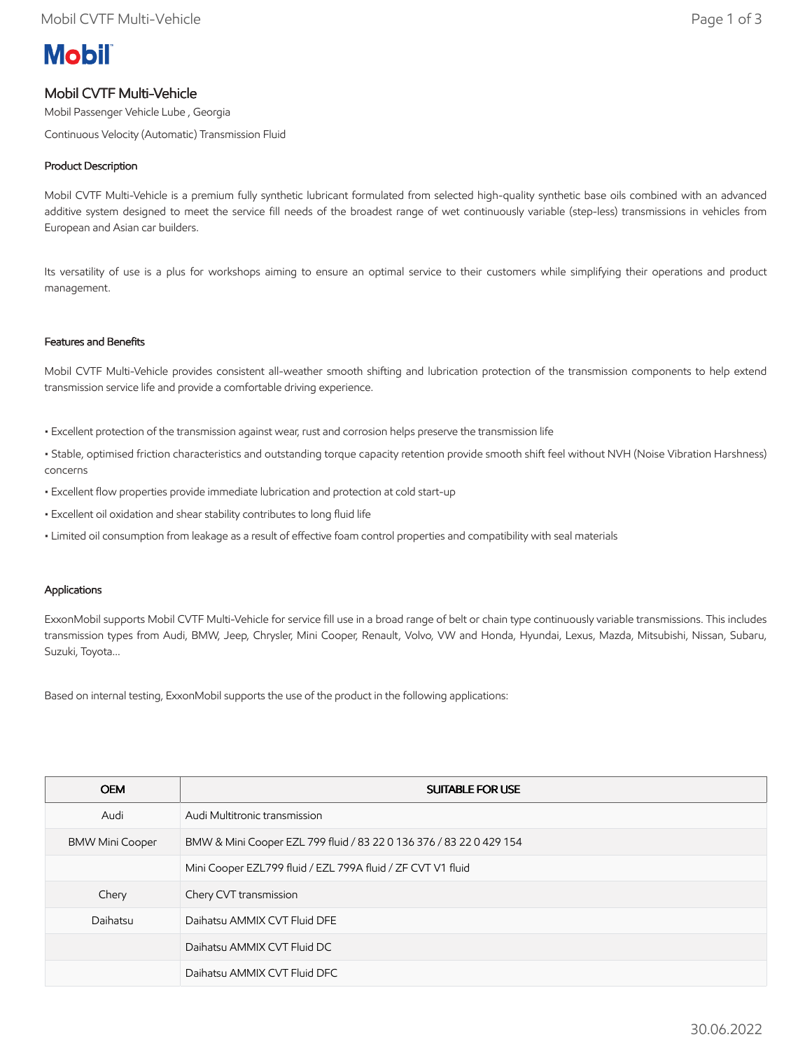Mobil

# Mobil CVTF Multi-Vehicle

Mobil Passenger Vehicle Lube , Georgia

Continuous Velocity (Automatic) Transmission Fluid

## Product Description

Mobil CVTF Multi-Vehicle is a premium fully synthetic lubricant formulated from selected high-quality synthetic base oils combined with an advanced additive system designed to meet the service fill needs of the broadest range of wet continuously variable (step-less) transmissions in vehicles from European and Asian car builders.

Its versatility of use is a plus for workshops aiming to ensure an optimal service to their customers while simplifying their operations and product management.

## Features and Benefits

Mobil CVTF Multi-Vehicle provides consistent all-weather smooth shifting and lubrication protection of the transmission components to help extend transmission service life and provide a comfortable driving experience.

- Excellent protection of the transmission against wear, rust and corrosion helps preserve the transmission life
- Stable, optimised friction characteristics and outstanding torque capacity retention provide smooth shift feel without NVH (Noise Vibration Harshness) concerns
- Excellent flow properties provide immediate lubrication and protection at cold start-up
- Excellent oil oxidation and shear stability contributes to long fluid life
- Limited oil consumption from leakage as a result of effective foam control properties and compatibility with seal materials

## Applications

ExxonMobil supports Mobil CVTF Multi-Vehicle for service fill use in a broad range of belt or chain type continuously variable transmissions. This includes transmission types from Audi, BMW, Jeep, Chrysler, Mini Cooper, Renault, Volvo, VW and Honda, Hyundai, Lexus, Mazda, Mitsubishi, Nissan, Subaru, Suzuki, Toyota...

Based on internal testing, ExxonMobil supports the use of the product in the following applications:

| OEM | SUITABLE FOR USE |
|---|---|
| Audi | Audi Multitronic transmission |
| BMW Mini Cooper | BMW & Mini Cooper EZL 799 fluid / 83 22 0 136 376 / 83 22 0 429 154 |
| | Mini Cooper EZL799 fluid / EZL 799A fluid / ZF CVT V1 fluid |
| Chery | Chery CVT transmission |
| Daihatsu | Daihatsu AMMIX CVT Fluid DFE |
| | Daihatsu AMMIX CVT Fluid DC |
| | Daihatsu AMMIX CVT Fluid DFC |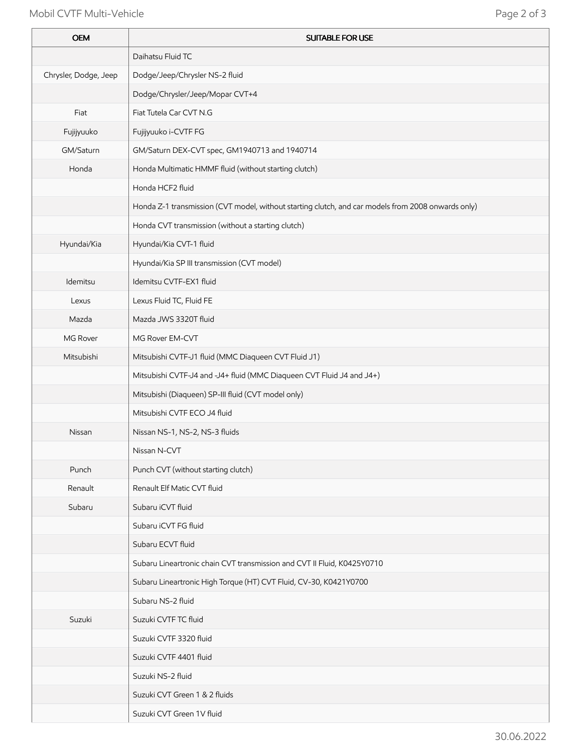| OEM | SUITABLE FOR USE |
| --- | --- |
| | Daihatsu Fluid TC |
| Chrysler, Dodge, Jeep | Dodge/Jeep/Chrysler NS-2 fluid |
| | Dodge/Chrysler/Jeep/Mopar CVT+4 |
| Fiat | Fiat Tutela Car CVT N.G |
| Fujijyuuko | Fujijyuuko i-CVTF FG |
| GM/Saturn | GM/Saturn DEX-CVT spec, GM1940713 and 1940714 |
| Honda | Honda Multimatic HMMF fluid (without starting clutch) |
| | Honda HCF2 fluid |
| | Honda Z-1 transmission (CVT model, without starting clutch, and car models from 2008 onwards only) |
| | Honda CVT transmission (without a starting clutch) |
| Hyundai/Kia | Hyundai/Kia CVT-1 fluid |
| | Hyundai/Kia SP III transmission (CVT model) |
| Idemitsu | Idemitsu CVTF-EX1 fluid |
| Lexus | Lexus Fluid TC, Fluid FE |
| Mazda | Mazda JWS 3320T fluid |
| MG Rover | MG Rover EM-CVT |
| Mitsubishi | Mitsubishi CVTF-J1 fluid (MMC Diaqueen CVT Fluid J1) |
| | Mitsubishi CVTF-J4 and -J4+ fluid (MMC Diaqueen CVT Fluid J4 and J4+) |
| | Mitsubishi (Diaqueen) SP-III fluid (CVT model only) |
| | Mitsubishi CVTF ECO J4 fluid |
| Nissan | Nissan NS-1, NS-2, NS-3 fluids |
| | Nissan N-CVT |
| Punch | Punch CVT (without starting clutch) |
| Renault | Renault Elf Matic CVT fluid |
| Subaru | Subaru iCVT fluid |
| | Subaru iCVT FG fluid |
| | Subaru ECVT fluid |
| | Subaru Lineartronic chain CVT transmission and CVT II Fluid, K0425Y0710 |
| | Subaru Lineartronic High Torque (HT) CVT Fluid, CV-30, K0421Y0700 |
| | Subaru NS-2 fluid |
| Suzuki | Suzuki CVTF TC fluid |
| | Suzuki CVTF 3320 fluid |
| | Suzuki CVTF 4401 fluid |
| | Suzuki NS-2 fluid |
| | Suzuki CVT Green 1 & 2 fluids |
| | Suzuki CVT Green 1V fluid |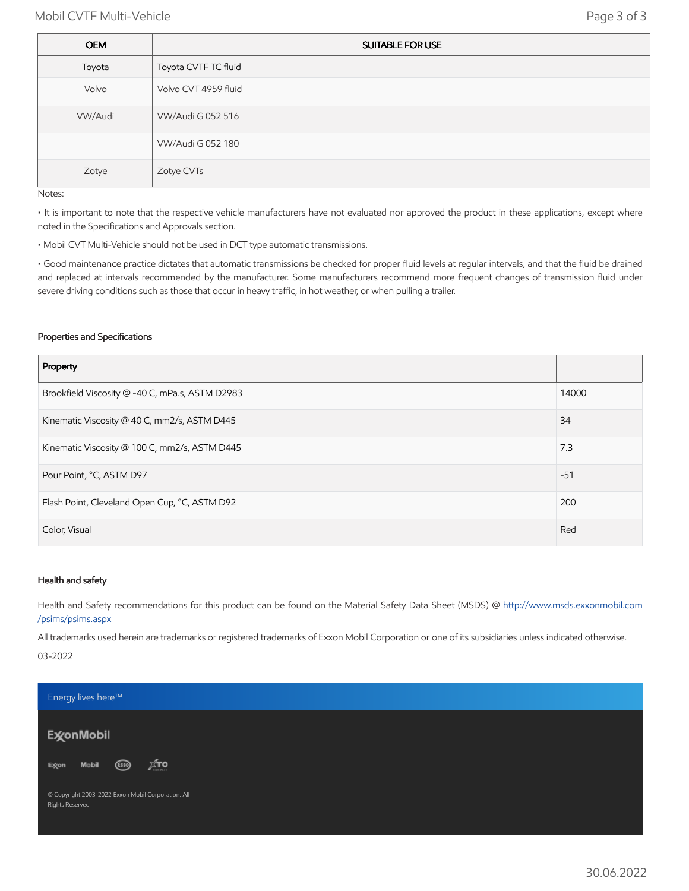| OEM | SUITABLE FOR USE |
|---|---|
| Toyota | Toyota CVTF TC fluid |
| Volvo | Volvo CVT 4959 fluid |
| VW/Audi | VW/Audi G 052 516 |
| | VW/Audi G 052 180 |
| Zotye | Zotye CVTs |

Notes:

• It is important to note that the respective vehicle manufacturers have not evaluated nor approved the product in these applications, except where noted in the Specifications and Approvals section.

• Mobil CVT Multi-Vehicle should not be used in DCT type automatic transmissions.

• Good maintenance practice dictates that automatic transmissions be checked for proper fluid levels at regular intervals, and that the fluid be drained and replaced at intervals recommended by the manufacturer. Some manufacturers recommend more frequent changes of transmission fluid under severe driving conditions such as those that occur in heavy traffic, in hot weather, or when pulling a trailer.

### Properties and Specifications

| Property | |
|---|---|
| Brookfield Viscosity @ -40 C, mPa.s, ASTM D2983 | 14000 |
| Kinematic Viscosity @ 40 C, mm2/s, ASTM D445 | 34 |
| Kinematic Viscosity @ 100 C, mm2/s, ASTM D445 | 7.3 |
| Pour Point, °C, ASTM D97 | -51 |
| Flash Point, Cleveland Open Cup, °C, ASTM D92 | 200 |
| Color, Visual | Red |

### Health and safety

Health and Safety recommendations for this product can be found on the Material Safety Data Sheet (MSDS) @ http://www.msds.exxonmobil.com/psims/psims.aspx

All trademarks used herein are trademarks or registered trademarks of Exxon Mobil Corporation or one of its subsidiaries unless indicated otherwise.

03-2022

Energy lives here™

ExxonMobil

Exxon Mobil Esso XTO

© Copyright 2003-2022 Exxon Mobil Corporation. All Rights Reserved

30.06.2022